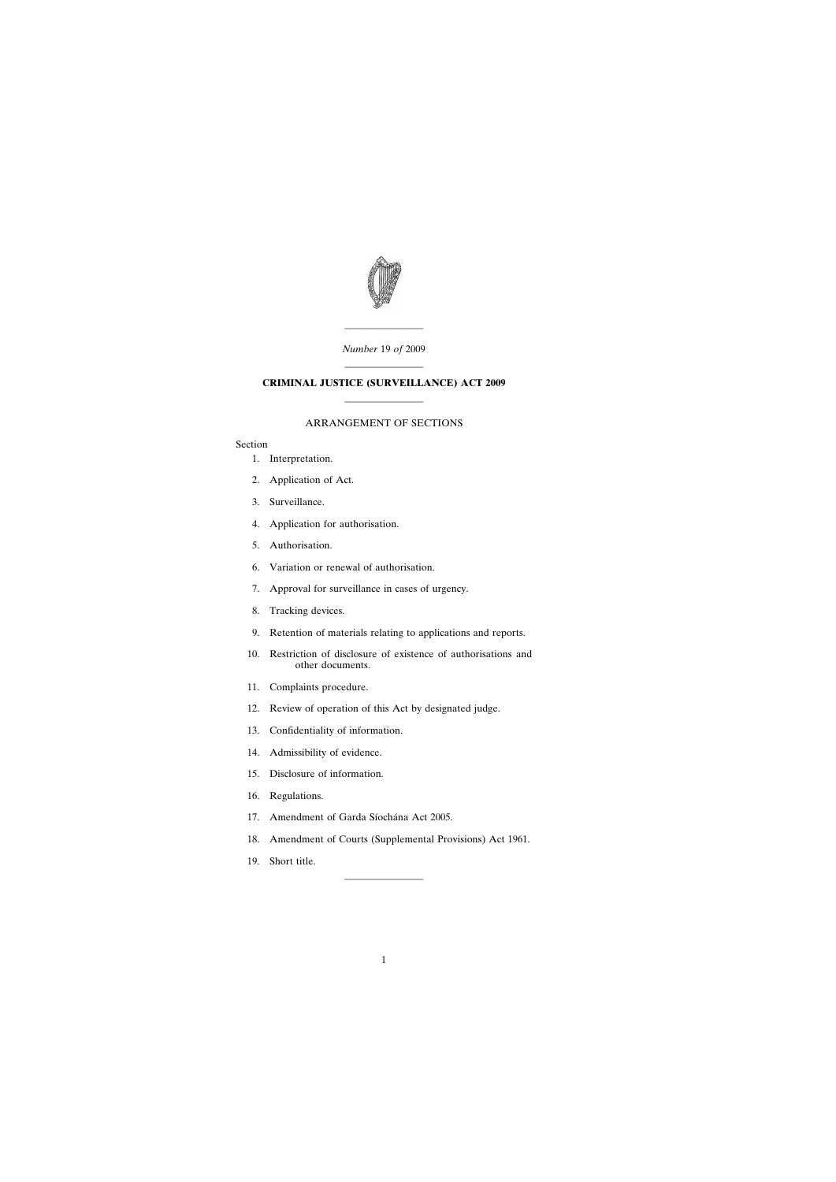*Number* 19 *of* 2009

# CRIMINAL JUSTICE (SURVEILLANCE) ACT 2009

## ARRANGEMENT OF SECTIONS

Section

1. Interpretation.
2. Application of Act.
3. Surveillance.
4. Application for authorisation.
5. Authorisation.
6. Variation or renewal of authorisation.
7. Approval for surveillance in cases of urgency.
8. Tracking devices.
9. Retention of materials relating to applications and reports.
10. Restriction of disclosure of existence of authorisations and other documents.
11. Complaints procedure.
12. Review of operation of this Act by designated judge.
13. Confidentiality of information.
14. Admissibility of evidence.
15. Disclosure of information.
16. Regulations.
17. Amendment of Garda Síochána Act 2005.
18. Amendment of Courts (Supplemental Provisions) Act 1961.
19. Short title.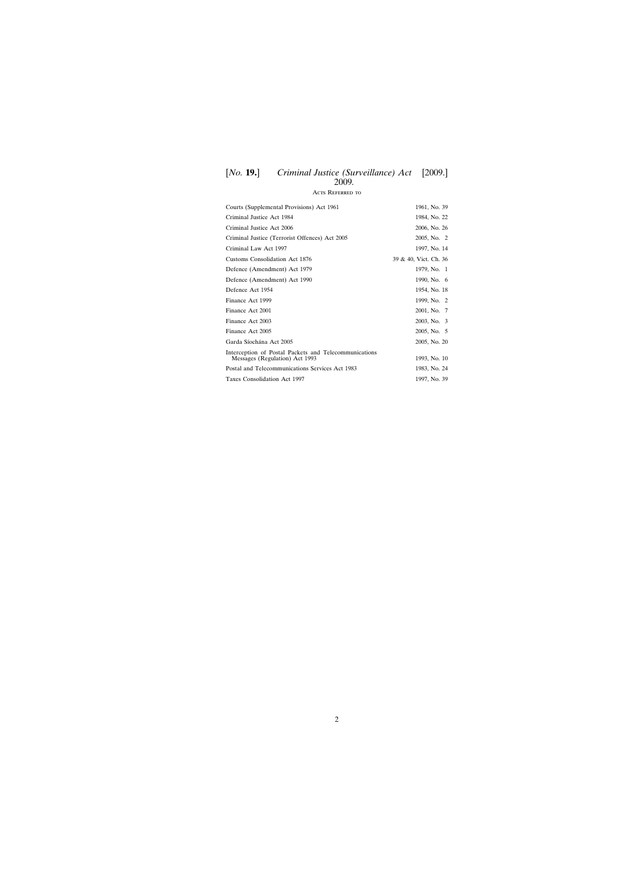## Acts Referred to

| | |
|---|---|
| Courts (Supplemental Provisions) Act 1961 | 1961, No. 39 |
| Criminal Justice Act 1984 | 1984, No. 22 |
| Criminal Justice Act 2006 | 2006, No. 26 |
| Criminal Justice (Terrorist Offences) Act 2005 | 2005, No. 2 |
| Criminal Law Act 1997 | 1997, No. 14 |
| Customs Consolidation Act 1876 | 39 & 40, Vict. Ch. 36 |
| Defence (Amendment) Act 1979 | 1979, No. 1 |
| Defence (Amendment) Act 1990 | 1990, No. 6 |
| Defence Act 1954 | 1954, No. 18 |
| Finance Act 1999 | 1999, No. 2 |
| Finance Act 2001 | 2001, No. 7 |
| Finance Act 2003 | 2003, No. 3 |
| Finance Act 2005 | 2005, No. 5 |
| Garda Síochána Act 2005 | 2005, No. 20 |
| Interception of Postal Packets and Telecommunications Messages (Regulation) Act 1993 | 1993, No. 10 |
| Postal and Telecommunications Services Act 1983 | 1983, No. 24 |
| Taxes Consolidation Act 1997 | 1997, No. 39 |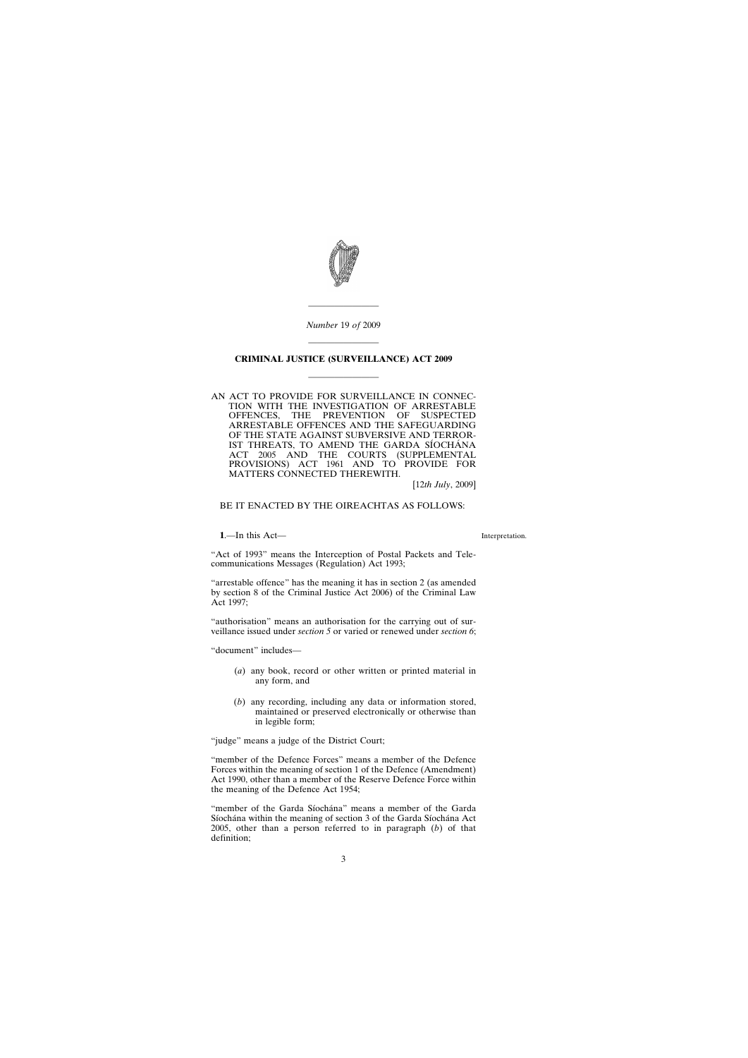*Number* 19 *of* 2009

---

**CRIMINAL JUSTICE (SURVEILLANCE) ACT 2009**

---

AN ACT TO PROVIDE FOR SURVEILLANCE IN CONNECTION WITH THE INVESTIGATION OF ARRESTABLE OFFENCES, THE PREVENTION OF SUSPECTED ARRESTABLE OFFENCES AND THE SAFEGUARDING OF THE STATE AGAINST SUBVERSIVE AND TERRORIST THREATS, TO AMEND THE GARDA SÍOCHÁNA ACT 2005 AND THE COURTS (SUPPLEMENTAL PROVISIONS) ACT 1961 AND TO PROVIDE FOR MATTERS CONNECTED THEREWITH.

[12*th July*, 2009]

BE IT ENACTED BY THE OIREACHTAS AS FOLLOWS:

**1**.—In this Act—

Interpretation.

"Act of 1993" means the Interception of Postal Packets and Telecommunications Messages (Regulation) Act 1993;

"arrestable offence" has the meaning it has in section 2 (as amended by section 8 of the Criminal Justice Act 2006) of the Criminal Law Act 1997;

"authorisation" means an authorisation for the carrying out of surveillance issued under *section 5* or varied or renewed under *section 6*;

"document" includes—

(*a*) any book, record or other written or printed material in any form, and

(*b*) any recording, including any data or information stored, maintained or preserved electronically or otherwise than in legible form;

"judge" means a judge of the District Court;

"member of the Defence Forces" means a member of the Defence Forces within the meaning of section 1 of the Defence (Amendment) Act 1990, other than a member of the Reserve Defence Force within the meaning of the Defence Act 1954;

"member of the Garda Síochána" means a member of the Garda Síochána within the meaning of section 3 of the Garda Síochána Act 2005, other than a person referred to in paragraph (*b*) of that definition;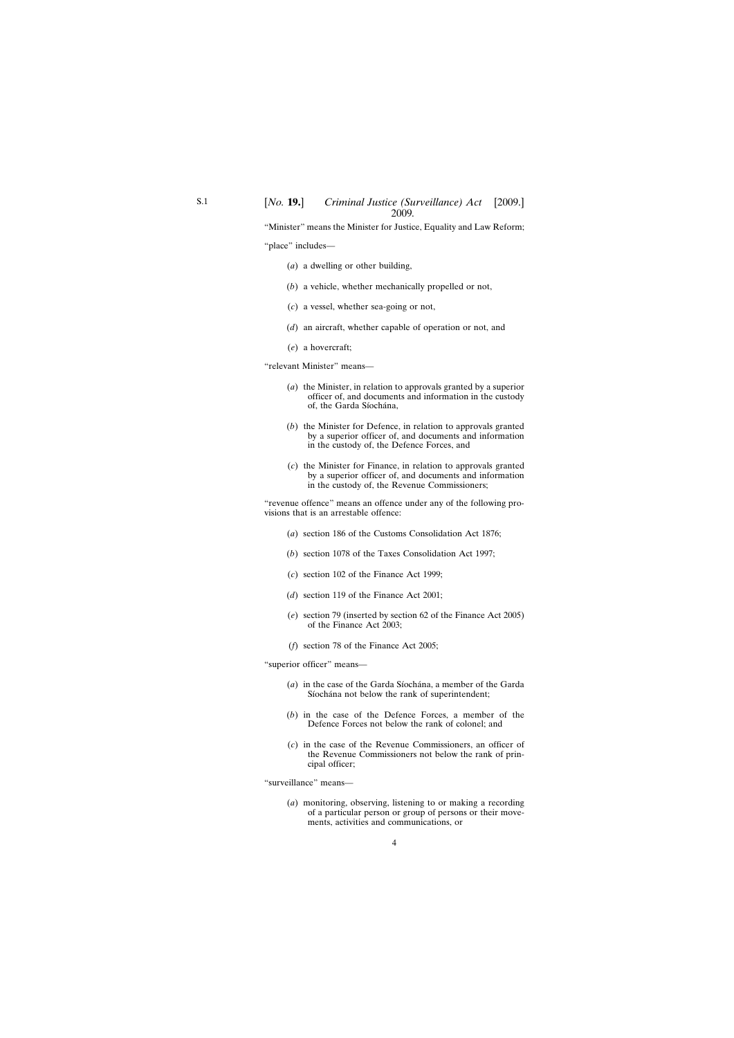"Minister" means the Minister for Justice, Equality and Law Reform;

"place" includes—

(*a*) a dwelling or other building,

(*b*) a vehicle, whether mechanically propelled or not,

(*c*) a vessel, whether sea-going or not,

(*d*) an aircraft, whether capable of operation or not, and

(*e*) a hovercraft;

"relevant Minister" means—

(*a*) the Minister, in relation to approvals granted by a superior officer of, and documents and information in the custody of, the Garda Síochána,

(*b*) the Minister for Defence, in relation to approvals granted by a superior officer of, and documents and information in the custody of, the Defence Forces, and

(*c*) the Minister for Finance, in relation to approvals granted by a superior officer of, and documents and information in the custody of, the Revenue Commissioners;

"revenue offence" means an offence under any of the following provisions that is an arrestable offence:

(*a*) section 186 of the Customs Consolidation Act 1876;

(*b*) section 1078 of the Taxes Consolidation Act 1997;

(*c*) section 102 of the Finance Act 1999;

(*d*) section 119 of the Finance Act 2001;

(*e*) section 79 (inserted by section 62 of the Finance Act 2005) of the Finance Act 2003;

(*f*) section 78 of the Finance Act 2005;

"superior officer" means—

(*a*) in the case of the Garda Síochána, a member of the Garda Síochána not below the rank of superintendent;

(*b*) in the case of the Defence Forces, a member of the Defence Forces not below the rank of colonel; and

(*c*) in the case of the Revenue Commissioners, an officer of the Revenue Commissioners not below the rank of principal officer;

"surveillance" means—

(*a*) monitoring, observing, listening to or making a recording of a particular person or group of persons or their movements, activities and communications, or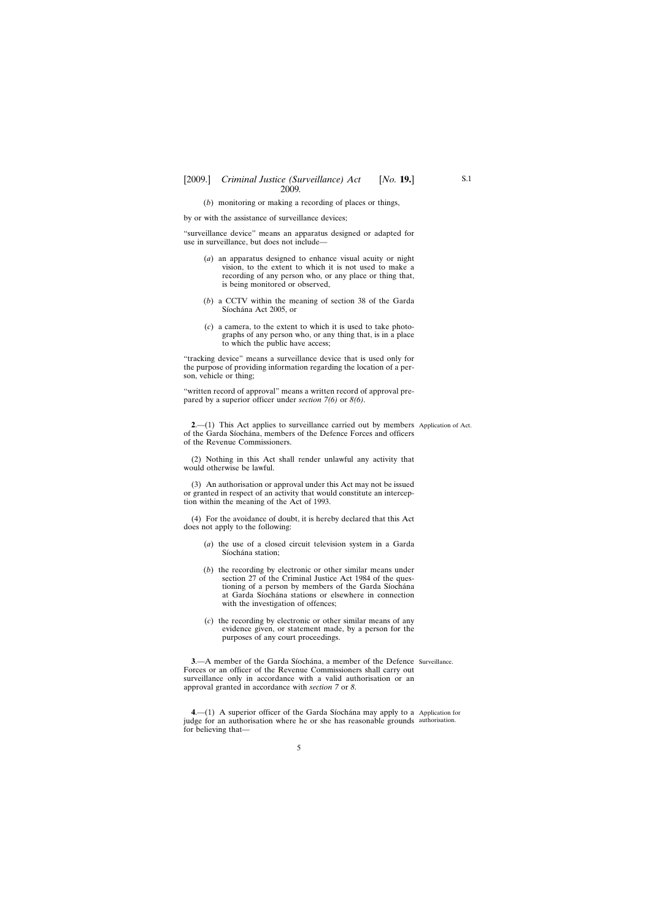(*b*) monitoring or making a recording of places or things,

by or with the assistance of surveillance devices;

"surveillance device" means an apparatus designed or adapted for use in surveillance, but does not include—

(*a*) an apparatus designed to enhance visual acuity or night vision, to the extent to which it is not used to make a recording of any person who, or any place or thing that, is being monitored or observed,

(*b*) a CCTV within the meaning of section 38 of the Garda Síochána Act 2005, or

(*c*) a camera, to the extent to which it is used to take photographs of any person who, or any thing that, is in a place to which the public have access;

"tracking device" means a surveillance device that is used only for the purpose of providing information regarding the location of a person, vehicle or thing;

"written record of approval" means a written record of approval prepared by a superior officer under *section 7(6)* or *8(6)*.

Application of Act.

**2**.—(1) This Act applies to surveillance carried out by members of the Garda Síochána, members of the Defence Forces and officers of the Revenue Commissioners.

(2) Nothing in this Act shall render unlawful any activity that would otherwise be lawful.

(3) An authorisation or approval under this Act may not be issued or granted in respect of an activity that would constitute an interception within the meaning of the Act of 1993.

(4) For the avoidance of doubt, it is hereby declared that this Act does not apply to the following:

(*a*) the use of a closed circuit television system in a Garda Síochána station;

(*b*) the recording by electronic or other similar means under section 27 of the Criminal Justice Act 1984 of the questioning of a person by members of the Garda Síochána at Garda Síochána stations or elsewhere in connection with the investigation of offences;

(*c*) the recording by electronic or other similar means of any evidence given, or statement made, by a person for the purposes of any court proceedings.

Surveillance.

**3**.—A member of the Garda Síochána, a member of the Defence Forces or an officer of the Revenue Commissioners shall carry out surveillance only in accordance with a valid authorisation or an approval granted in accordance with *section 7* or *8*.

Application for authorisation.

**4**.—(1) A superior officer of the Garda Síochána may apply to a judge for an authorisation where he or she has reasonable grounds for believing that—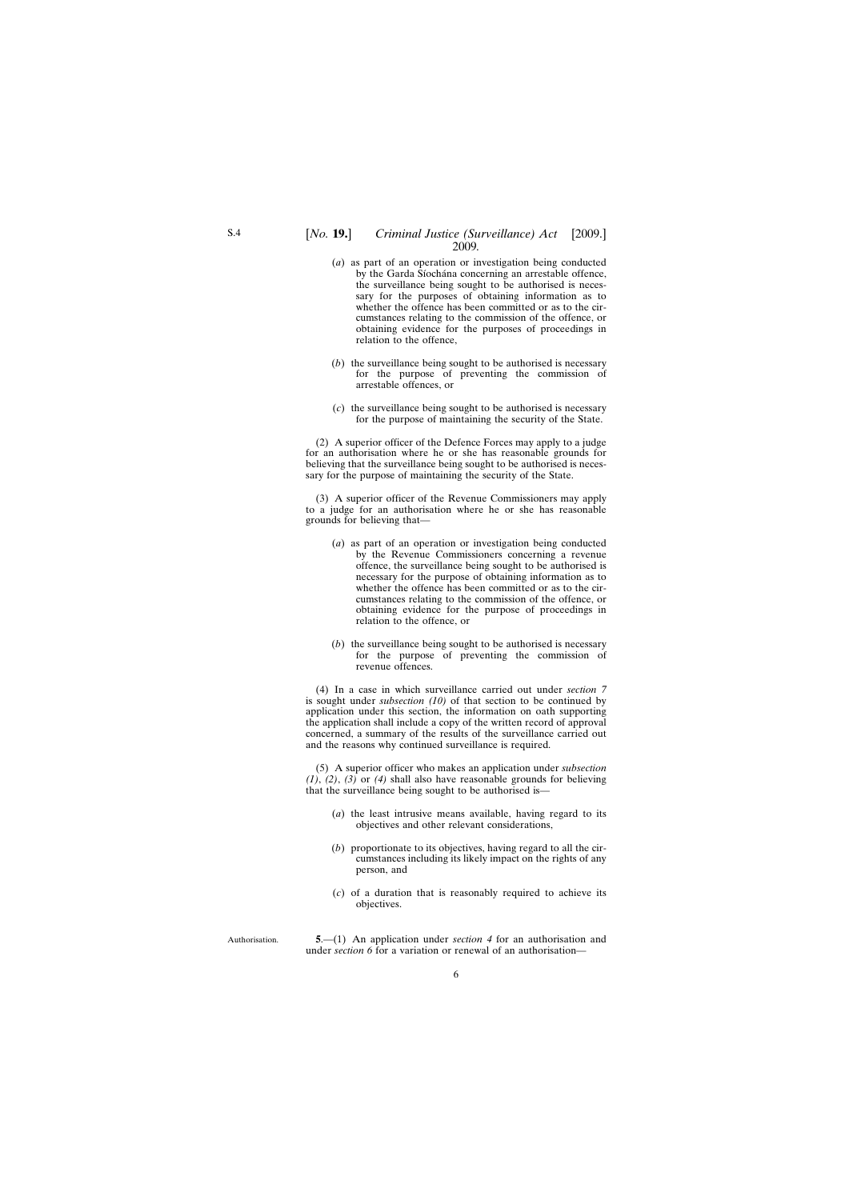(*a*) as part of an operation or investigation being conducted by the Garda Síochána concerning an arrestable offence, the surveillance being sought to be authorised is necessary for the purposes of obtaining information as to whether the offence has been committed or as to the circumstances relating to the commission of the offence, or obtaining evidence for the purposes of proceedings in relation to the offence,

(*b*) the surveillance being sought to be authorised is necessary for the purpose of preventing the commission of arrestable offences, or

(*c*) the surveillance being sought to be authorised is necessary for the purpose of maintaining the security of the State.

(2) A superior officer of the Defence Forces may apply to a judge for an authorisation where he or she has reasonable grounds for believing that the surveillance being sought to be authorised is necessary for the purpose of maintaining the security of the State.

(3) A superior officer of the Revenue Commissioners may apply to a judge for an authorisation where he or she has reasonable grounds for believing that—

(*a*) as part of an operation or investigation being conducted by the Revenue Commissioners concerning a revenue offence, the surveillance being sought to be authorised is necessary for the purpose of obtaining information as to whether the offence has been committed or as to the circumstances relating to the commission of the offence, or obtaining evidence for the purpose of proceedings in relation to the offence, or

(*b*) the surveillance being sought to be authorised is necessary for the purpose of preventing the commission of revenue offences.

(4) In a case in which surveillance carried out under *section 7* is sought under *subsection (10)* of that section to be continued by application under this section, the information on oath supporting the application shall include a copy of the written record of approval concerned, a summary of the results of the surveillance carried out and the reasons why continued surveillance is required.

(5) A superior officer who makes an application under *subsection (1)*, *(2)*, *(3)* or *(4)* shall also have reasonable grounds for believing that the surveillance being sought to be authorised is—

(*a*) the least intrusive means available, having regard to its objectives and other relevant considerations,

(*b*) proportionate to its objectives, having regard to all the circumstances including its likely impact on the rights of any person, and

(*c*) of a duration that is reasonably required to achieve its objectives.

Authorisation.

**5**.—(1) An application under *section 4* for an authorisation and under *section 6* for a variation or renewal of an authorisation—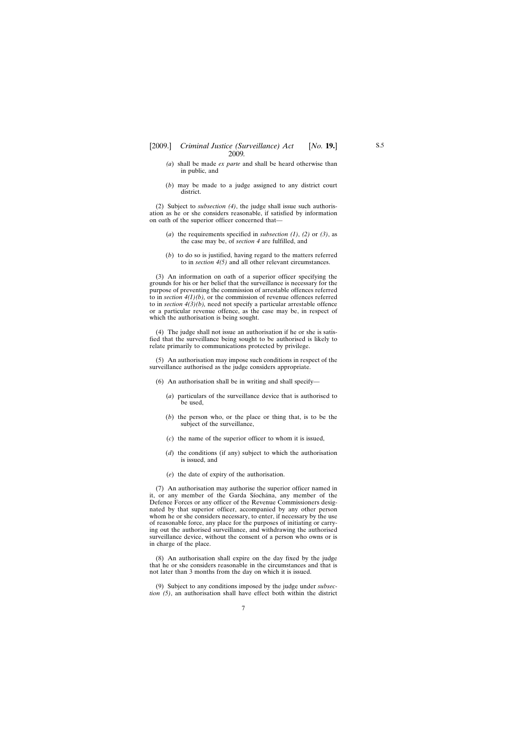(*a*) shall be made *ex parte* and shall be heard otherwise than in public, and

(*b*) may be made to a judge assigned to any district court district.

(2) Subject to *subsection (4)*, the judge shall issue such authorisation as he or she considers reasonable, if satisfied by information on oath of the superior officer concerned that—

(*a*) the requirements specified in *subsection (1)*, *(2)* or *(3)*, as the case may be, of *section 4* are fulfilled, and

(*b*) to do so is justified, having regard to the matters referred to in *section 4(5)* and all other relevant circumstances.

(3) An information on oath of a superior officer specifying the grounds for his or her belief that the surveillance is necessary for the purpose of preventing the commission of arrestable offences referred to in *section 4(1)(b)*, or the commission of revenue offences referred to in *section 4(3)(b)*, need not specify a particular arrestable offence or a particular revenue offence, as the case may be, in respect of which the authorisation is being sought.

(4) The judge shall not issue an authorisation if he or she is satisfied that the surveillance being sought to be authorised is likely to relate primarily to communications protected by privilege.

(5) An authorisation may impose such conditions in respect of the surveillance authorised as the judge considers appropriate.

(6) An authorisation shall be in writing and shall specify—

(*a*) particulars of the surveillance device that is authorised to be used,

(*b*) the person who, or the place or thing that, is to be the subject of the surveillance,

(*c*) the name of the superior officer to whom it is issued,

(*d*) the conditions (if any) subject to which the authorisation is issued, and

(*e*) the date of expiry of the authorisation.

(7) An authorisation may authorise the superior officer named in it, or any member of the Garda Síochána, any member of the Defence Forces or any officer of the Revenue Commissioners designated by that superior officer, accompanied by any other person whom he or she considers necessary, to enter, if necessary by the use of reasonable force, any place for the purposes of initiating or carrying out the authorised surveillance, and withdrawing the authorised surveillance device, without the consent of a person who owns or is in charge of the place.

(8) An authorisation shall expire on the day fixed by the judge that he or she considers reasonable in the circumstances and that is not later than 3 months from the day on which it is issued.

(9) Subject to any conditions imposed by the judge under *subsection (5)*, an authorisation shall have effect both within the district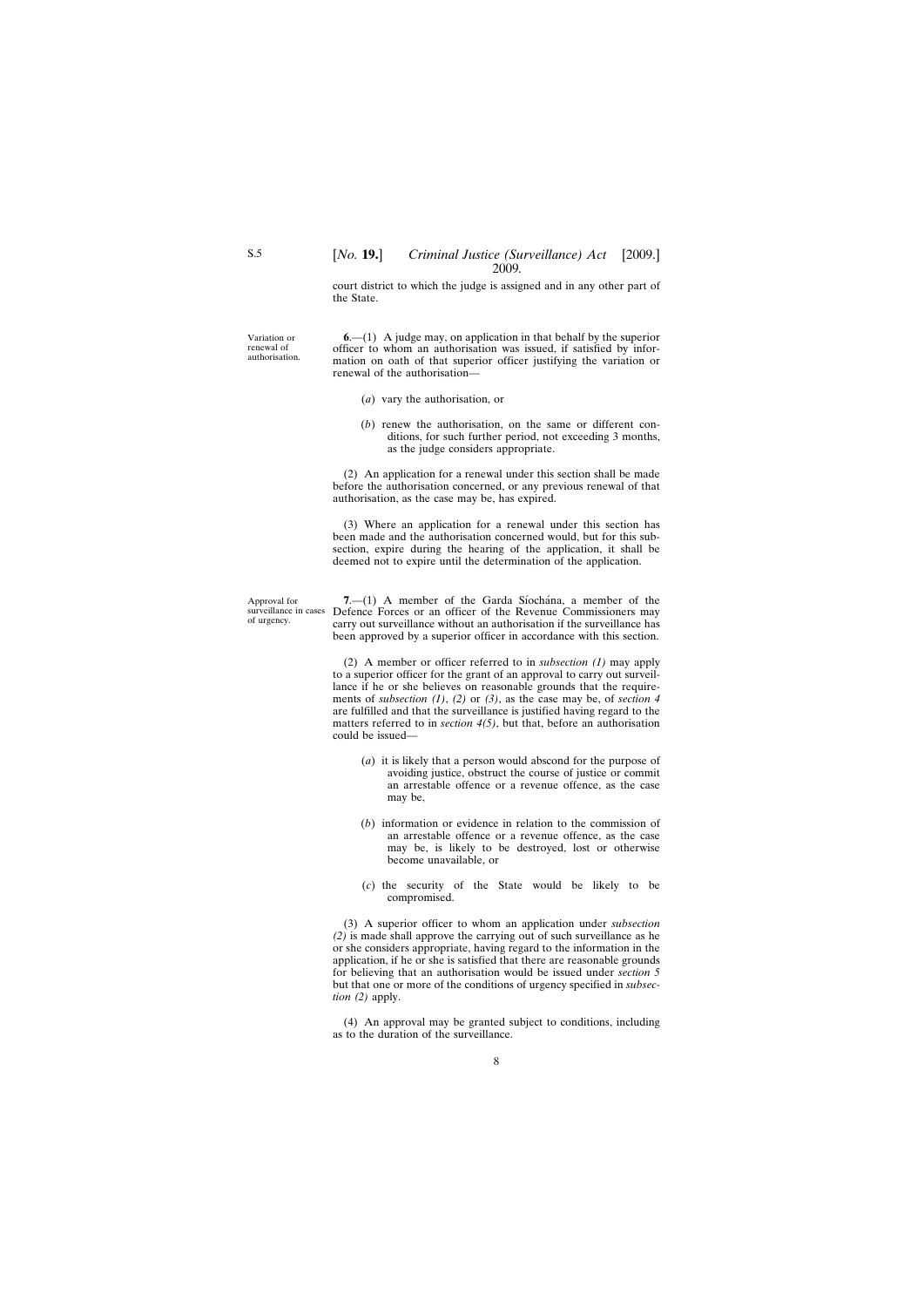court district to which the judge is assigned and in any other part of the State.

**Variation or renewal of authorisation.**

**6**.—(1) A judge may, on application in that behalf by the superior officer to whom an authorisation was issued, if satisfied by information on oath of that superior officer justifying the variation or renewal of the authorisation—

(*a*) vary the authorisation, or

(*b*) renew the authorisation, on the same or different conditions, for such further period, not exceeding 3 months, as the judge considers appropriate.

(2) An application for a renewal under this section shall be made before the authorisation concerned, or any previous renewal of that authorisation, as the case may be, has expired.

(3) Where an application for a renewal under this section has been made and the authorisation concerned would, but for this subsection, expire during the hearing of the application, it shall be deemed not to expire until the determination of the application.

**Approval for surveillance in cases of urgency.**

**7**.—(1) A member of the Garda Síochána, a member of the Defence Forces or an officer of the Revenue Commissioners may carry out surveillance without an authorisation if the surveillance has been approved by a superior officer in accordance with this section.

(2) A member or officer referred to in *subsection (1)* may apply to a superior officer for the grant of an approval to carry out surveillance if he or she believes on reasonable grounds that the requirements of *subsection (1)*, *(2)* or *(3)*, as the case may be, of *section 4* are fulfilled and that the surveillance is justified having regard to the matters referred to in *section 4(5)*, but that, before an authorisation could be issued—

(*a*) it is likely that a person would abscond for the purpose of avoiding justice, obstruct the course of justice or commit an arrestable offence or a revenue offence, as the case may be,

(*b*) information or evidence in relation to the commission of an arrestable offence or a revenue offence, as the case may be, is likely to be destroyed, lost or otherwise become unavailable, or

(*c*) the security of the State would be likely to be compromised.

(3) A superior officer to whom an application under *subsection (2)* is made shall approve the carrying out of such surveillance as he or she considers appropriate, having regard to the information in the application, if he or she is satisfied that there are reasonable grounds for believing that an authorisation would be issued under *section 5* but that one or more of the conditions of urgency specified in *subsection (2)* apply.

(4) An approval may be granted subject to conditions, including as to the duration of the surveillance.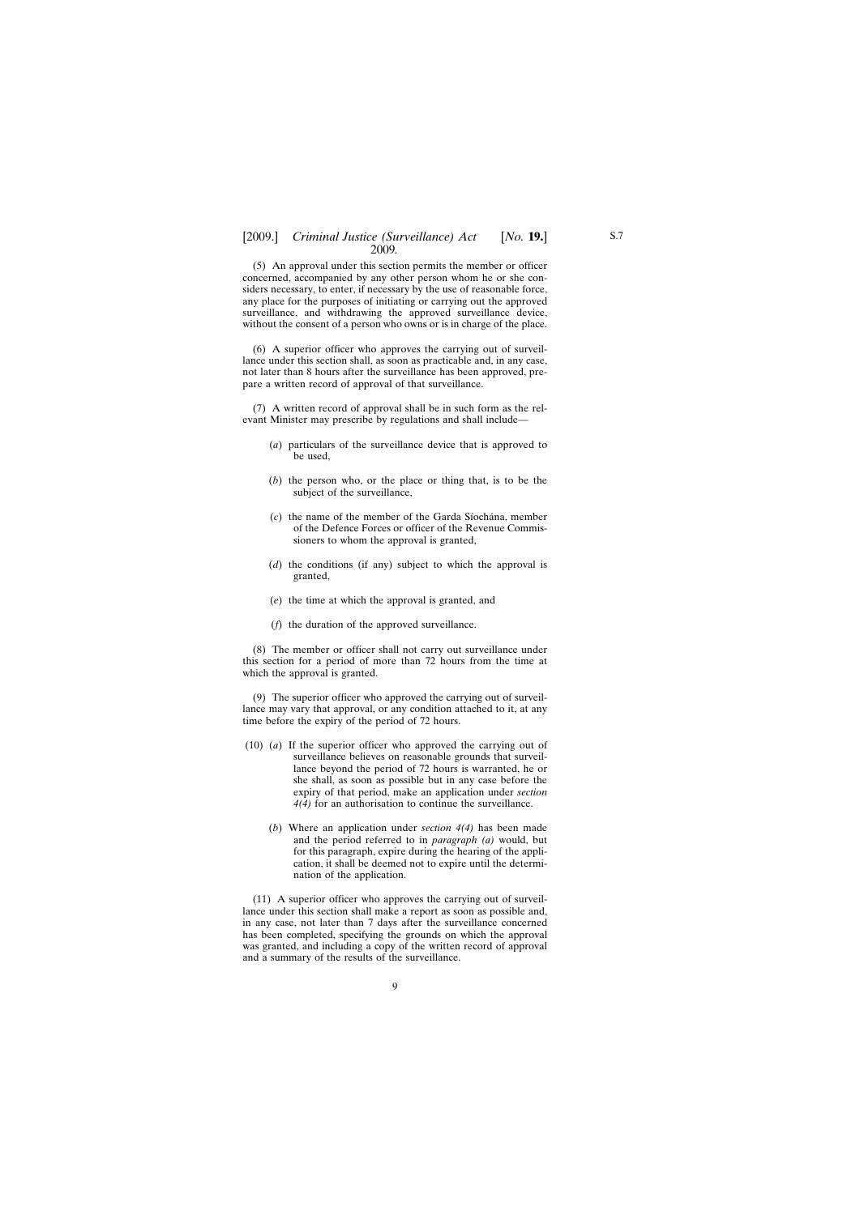(5) An approval under this section permits the member or officer concerned, accompanied by any other person whom he or she considers necessary, to enter, if necessary by the use of reasonable force, any place for the purposes of initiating or carrying out the approved surveillance, and withdrawing the approved surveillance device, without the consent of a person who owns or is in charge of the place.

(6) A superior officer who approves the carrying out of surveillance under this section shall, as soon as practicable and, in any case, not later than 8 hours after the surveillance has been approved, prepare a written record of approval of that surveillance.

(7) A written record of approval shall be in such form as the relevant Minister may prescribe by regulations and shall include—

(*a*) particulars of the surveillance device that is approved to be used,

(*b*) the person who, or the place or thing that, is to be the subject of the surveillance,

(*c*) the name of the member of the Garda Síochána, member of the Defence Forces or officer of the Revenue Commissioners to whom the approval is granted,

(*d*) the conditions (if any) subject to which the approval is granted,

(*e*) the time at which the approval is granted, and

(*f*) the duration of the approved surveillance.

(8) The member or officer shall not carry out surveillance under this section for a period of more than 72 hours from the time at which the approval is granted.

(9) The superior officer who approved the carrying out of surveillance may vary that approval, or any condition attached to it, at any time before the expiry of the period of 72 hours.

(10) (*a*) If the superior officer who approved the carrying out of surveillance believes on reasonable grounds that surveillance beyond the period of 72 hours is warranted, he or she shall, as soon as possible but in any case before the expiry of that period, make an application under *section 4(4)* for an authorisation to continue the surveillance.

(*b*) Where an application under *section 4(4)* has been made and the period referred to in *paragraph (a)* would, but for this paragraph, expire during the hearing of the application, it shall be deemed not to expire until the determination of the application.

(11) A superior officer who approves the carrying out of surveillance under this section shall make a report as soon as possible and, in any case, not later than 7 days after the surveillance concerned has been completed, specifying the grounds on which the approval was granted, and including a copy of the written record of approval and a summary of the results of the surveillance.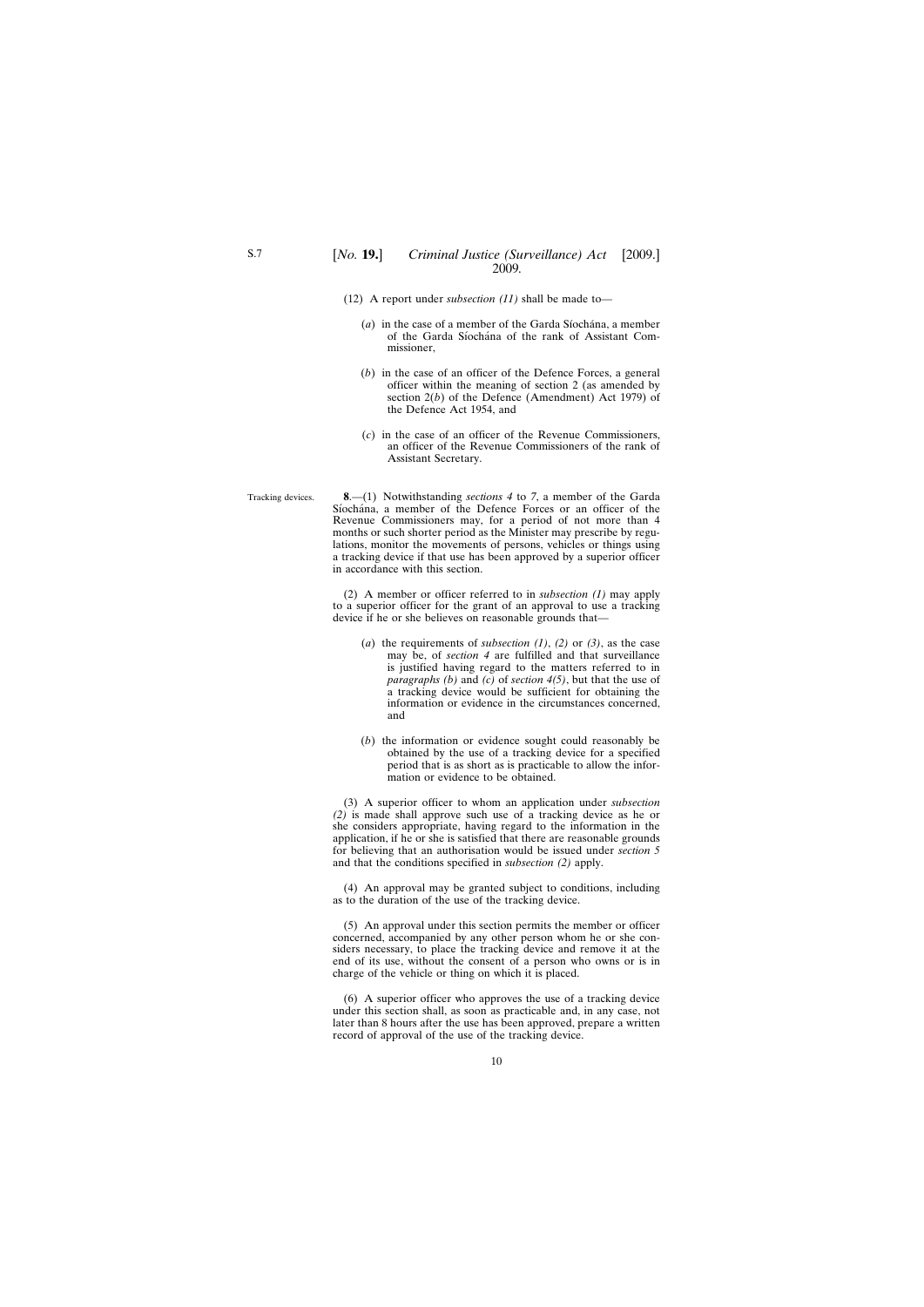(12) A report under *subsection (11)* shall be made to—

(*a*) in the case of a member of the Garda Síochána, a member of the Garda Síochána of the rank of Assistant Commissioner,

(*b*) in the case of an officer of the Defence Forces, a general officer within the meaning of section 2 (as amended by section 2(*b*) of the Defence (Amendment) Act 1979) of the Defence Act 1954, and

(*c*) in the case of an officer of the Revenue Commissioners, an officer of the Revenue Commissioners of the rank of Assistant Secretary.

Tracking devices.

**8**.—(1) Notwithstanding *sections 4* to *7*, a member of the Garda Síochána, a member of the Defence Forces or an officer of the Revenue Commissioners may, for a period of not more than 4 months or such shorter period as the Minister may prescribe by regulations, monitor the movements of persons, vehicles or things using a tracking device if that use has been approved by a superior officer in accordance with this section.

(2) A member or officer referred to in *subsection (1)* may apply to a superior officer for the grant of an approval to use a tracking device if he or she believes on reasonable grounds that—

(*a*) the requirements of *subsection (1)*, *(2)* or *(3)*, as the case may be, of *section 4* are fulfilled and that surveillance is justified having regard to the matters referred to in *paragraphs (b)* and *(c)* of *section 4(5)*, but that the use of a tracking device would be sufficient for obtaining the information or evidence in the circumstances concerned, and

(*b*) the information or evidence sought could reasonably be obtained by the use of a tracking device for a specified period that is as short as is practicable to allow the information or evidence to be obtained.

(3) A superior officer to whom an application under *subsection (2)* is made shall approve such use of a tracking device as he or she considers appropriate, having regard to the information in the application, if he or she is satisfied that there are reasonable grounds for believing that an authorisation would be issued under *section 5* and that the conditions specified in *subsection (2)* apply.

(4) An approval may be granted subject to conditions, including as to the duration of the use of the tracking device.

(5) An approval under this section permits the member or officer concerned, accompanied by any other person whom he or she considers necessary, to place the tracking device and remove it at the end of its use, without the consent of a person who owns or is in charge of the vehicle or thing on which it is placed.

(6) A superior officer who approves the use of a tracking device under this section shall, as soon as practicable and, in any case, not later than 8 hours after the use has been approved, prepare a written record of approval of the use of the tracking device.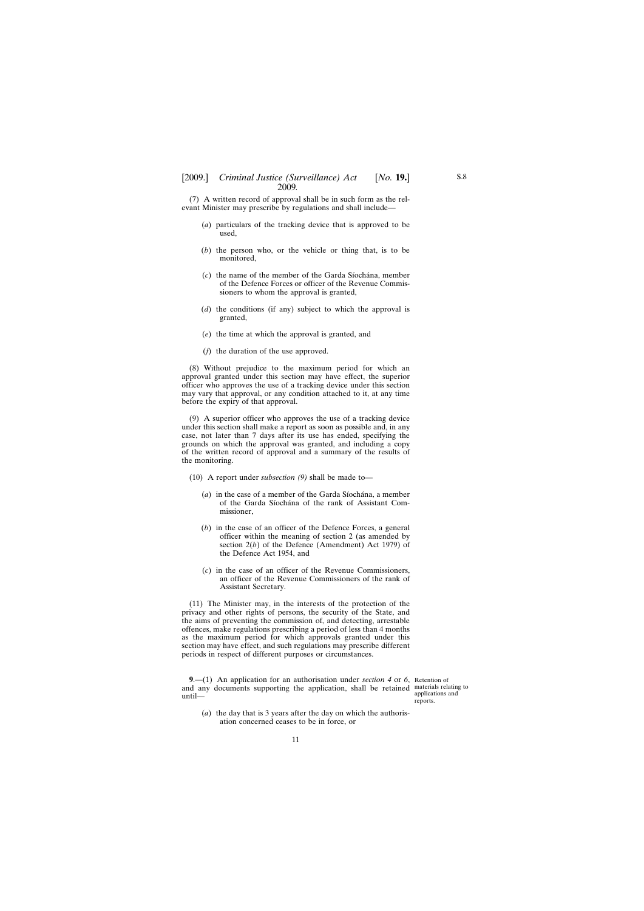(7) A written record of approval shall be in such form as the relevant Minister may prescribe by regulations and shall include—

(*a*) particulars of the tracking device that is approved to be used,

(*b*) the person who, or the vehicle or thing that, is to be monitored,

(*c*) the name of the member of the Garda Síochána, member of the Defence Forces or officer of the Revenue Commissioners to whom the approval is granted,

(*d*) the conditions (if any) subject to which the approval is granted,

(*e*) the time at which the approval is granted, and

(*f*) the duration of the use approved.

(8) Without prejudice to the maximum period for which an approval granted under this section may have effect, the superior officer who approves the use of a tracking device under this section may vary that approval, or any condition attached to it, at any time before the expiry of that approval.

(9) A superior officer who approves the use of a tracking device under this section shall make a report as soon as possible and, in any case, not later than 7 days after its use has ended, specifying the grounds on which the approval was granted, and including a copy of the written record of approval and a summary of the results of the monitoring.

(10) A report under *subsection (9)* shall be made to—

(*a*) in the case of a member of the Garda Síochána, a member of the Garda Síochána of the rank of Assistant Commissioner,

(*b*) in the case of an officer of the Defence Forces, a general officer within the meaning of section 2 (as amended by section 2(*b*) of the Defence (Amendment) Act 1979) of the Defence Act 1954, and

(*c*) in the case of an officer of the Revenue Commissioners, an officer of the Revenue Commissioners of the rank of Assistant Secretary.

(11) The Minister may, in the interests of the protection of the privacy and other rights of persons, the security of the State, and the aims of preventing the commission of, and detecting, arrestable offences, make regulations prescribing a period of less than 4 months as the maximum period for which approvals granted under this section may have effect, and such regulations may prescribe different periods in respect of different purposes or circumstances.

Retention of materials relating to applications and reports.

**9**.—(1) An application for an authorisation under *section 4* or *6*, and any documents supporting the application, shall be retained until—

(*a*) the day that is 3 years after the day on which the authorisation concerned ceases to be in force, or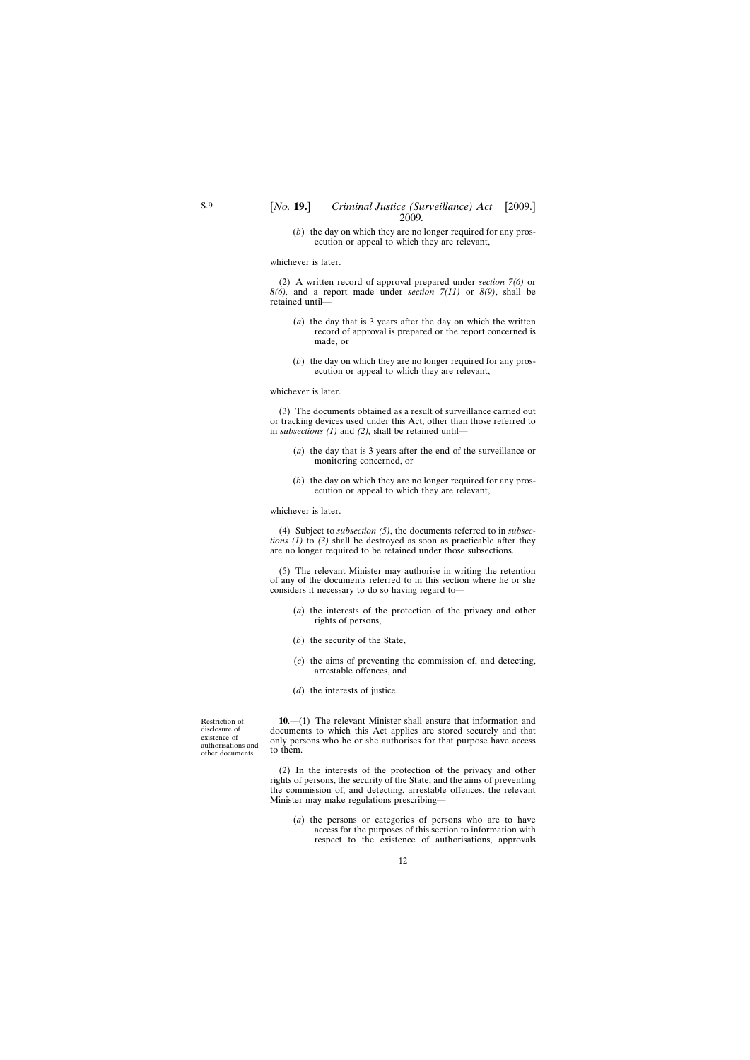(*b*) the day on which they are no longer required for any prosecution or appeal to which they are relevant,

whichever is later.

(2) A written record of approval prepared under *section 7(6)* or *8(6)*, and a report made under *section 7(11)* or *8(9)*, shall be retained until—

(*a*) the day that is 3 years after the day on which the written record of approval is prepared or the report concerned is made, or

(*b*) the day on which they are no longer required for any prosecution or appeal to which they are relevant,

whichever is later.

(3) The documents obtained as a result of surveillance carried out or tracking devices used under this Act, other than those referred to in *subsections (1)* and *(2)*, shall be retained until—

(*a*) the day that is 3 years after the end of the surveillance or monitoring concerned, or

(*b*) the day on which they are no longer required for any prosecution or appeal to which they are relevant,

whichever is later.

(4) Subject to *subsection (5)*, the documents referred to in *subsections (1)* to *(3)* shall be destroyed as soon as practicable after they are no longer required to be retained under those subsections.

(5) The relevant Minister may authorise in writing the retention of any of the documents referred to in this section where he or she considers it necessary to do so having regard to—

(*a*) the interests of the protection of the privacy and other rights of persons,

(*b*) the security of the State,

(*c*) the aims of preventing the commission of, and detecting, arrestable offences, and

(*d*) the interests of justice.

Restriction of disclosure of existence of authorisations and other documents.

**10**.—(1) The relevant Minister shall ensure that information and documents to which this Act applies are stored securely and that only persons who he or she authorises for that purpose have access to them.

(2) In the interests of the protection of the privacy and other rights of persons, the security of the State, and the aims of preventing the commission of, and detecting, arrestable offences, the relevant Minister may make regulations prescribing—

(*a*) the persons or categories of persons who are to have access for the purposes of this section to information with respect to the existence of authorisations, approvals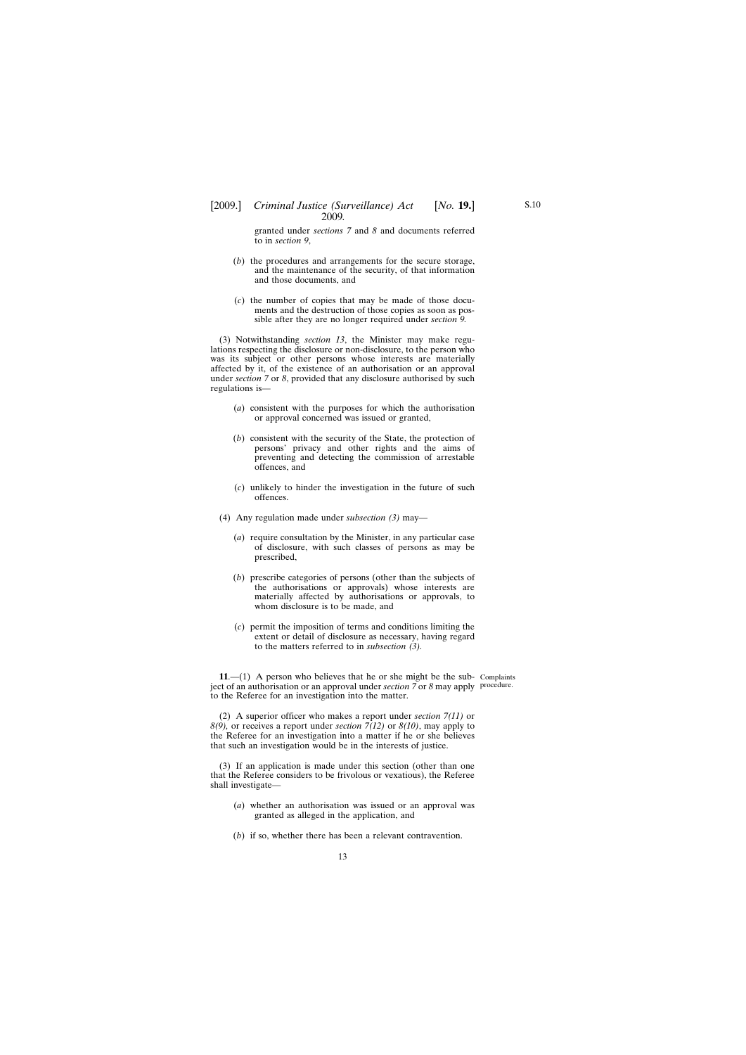granted under *sections 7* and *8* and documents referred to in *section 9*,

(*b*) the procedures and arrangements for the secure storage, and the maintenance of the security, of that information and those documents, and

(*c*) the number of copies that may be made of those documents and the destruction of those copies as soon as possible after they are no longer required under *section 9*.

(3) Notwithstanding *section 13*, the Minister may make regulations respecting the disclosure or non-disclosure, to the person who was its subject or other persons whose interests are materially affected by it, of the existence of an authorisation or an approval under *section 7* or *8*, provided that any disclosure authorised by such regulations is—

(*a*) consistent with the purposes for which the authorisation or approval concerned was issued or granted,

(*b*) consistent with the security of the State, the protection of persons' privacy and other rights and the aims of preventing and detecting the commission of arrestable offences, and

(*c*) unlikely to hinder the investigation in the future of such offences.

(4) Any regulation made under *subsection (3)* may—

(*a*) require consultation by the Minister, in any particular case of disclosure, with such classes of persons as may be prescribed,

(*b*) prescribe categories of persons (other than the subjects of the authorisations or approvals) whose interests are materially affected by authorisations or approvals, to whom disclosure is to be made, and

(*c*) permit the imposition of terms and conditions limiting the extent or detail of disclosure as necessary, having regard to the matters referred to in *subsection (3)*.

Complaints procedure.

**11**.—(1) A person who believes that he or she might be the subject of an authorisation or an approval under *section 7* or *8* may apply to the Referee for an investigation into the matter.

(2) A superior officer who makes a report under *section 7(11)* or *8(9)*, or receives a report under *section 7(12)* or *8(10)*, may apply to the Referee for an investigation into a matter if he or she believes that such an investigation would be in the interests of justice.

(3) If an application is made under this section (other than one that the Referee considers to be frivolous or vexatious), the Referee shall investigate—

(*a*) whether an authorisation was issued or an approval was granted as alleged in the application, and

(*b*) if so, whether there has been a relevant contravention.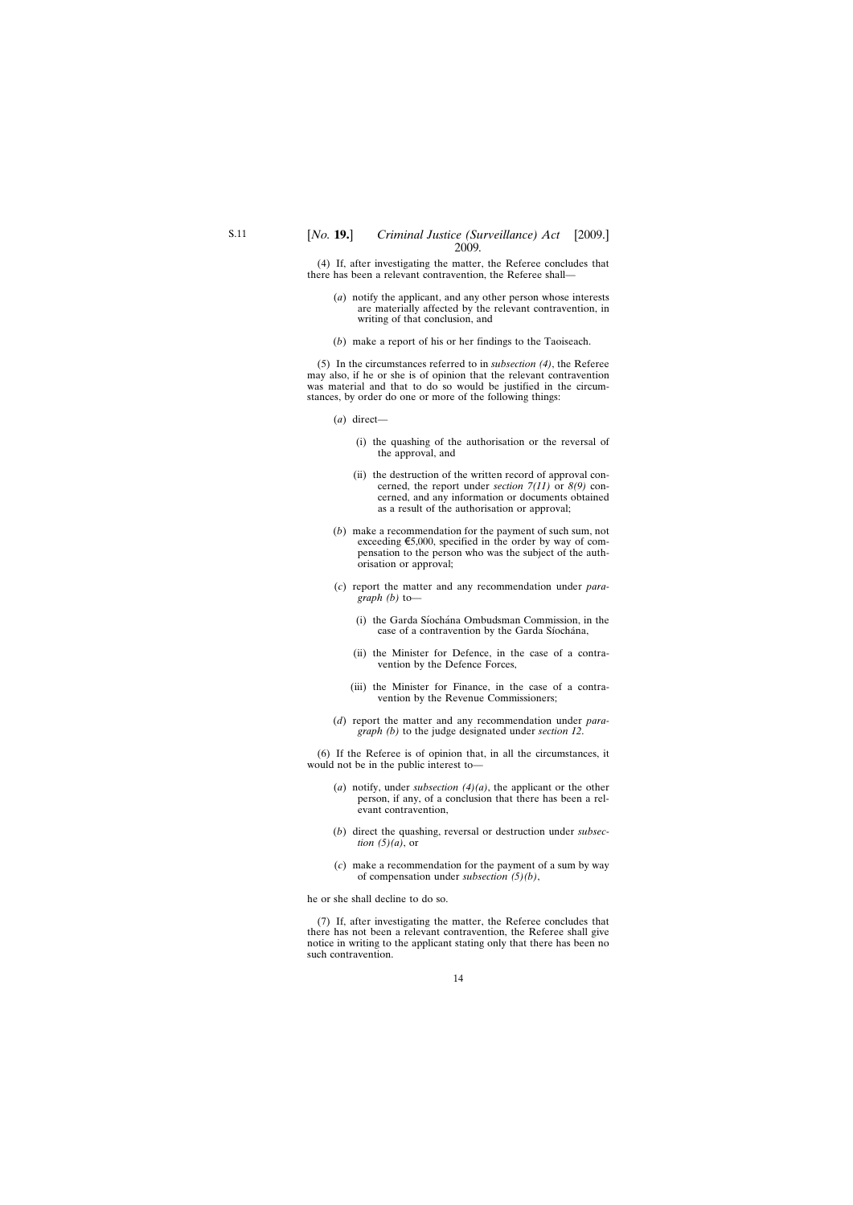(4) If, after investigating the matter, the Referee concludes that there has been a relevant contravention, the Referee shall—

(*a*) notify the applicant, and any other person whose interests are materially affected by the relevant contravention, in writing of that conclusion, and

(*b*) make a report of his or her findings to the Taoiseach.

(5) In the circumstances referred to in *subsection (4)*, the Referee may also, if he or she is of opinion that the relevant contravention was material and that to do so would be justified in the circumstances, by order do one or more of the following things:

(*a*) direct—

(i) the quashing of the authorisation or the reversal of the approval, and

(ii) the destruction of the written record of approval concerned, the report under *section 7(11)* or *8(9)* concerned, and any information or documents obtained as a result of the authorisation or approval;

(*b*) make a recommendation for the payment of such sum, not exceeding €5,000, specified in the order by way of compensation to the person who was the subject of the authorisation or approval;

(*c*) report the matter and any recommendation under *paragraph (b)* to—

(i) the Garda Síochána Ombudsman Commission, in the case of a contravention by the Garda Síochána,

(ii) the Minister for Defence, in the case of a contravention by the Defence Forces,

(iii) the Minister for Finance, in the case of a contravention by the Revenue Commissioners;

(*d*) report the matter and any recommendation under *paragraph (b)* to the judge designated under *section 12*.

(6) If the Referee is of opinion that, in all the circumstances, it would not be in the public interest to—

(*a*) notify, under *subsection (4)(a)*, the applicant or the other person, if any, of a conclusion that there has been a relevant contravention,

(*b*) direct the quashing, reversal or destruction under *subsection (5)(a)*, or

(*c*) make a recommendation for the payment of a sum by way of compensation under *subsection (5)(b)*,

he or she shall decline to do so.

(7) If, after investigating the matter, the Referee concludes that there has not been a relevant contravention, the Referee shall give notice in writing to the applicant stating only that there has been no such contravention.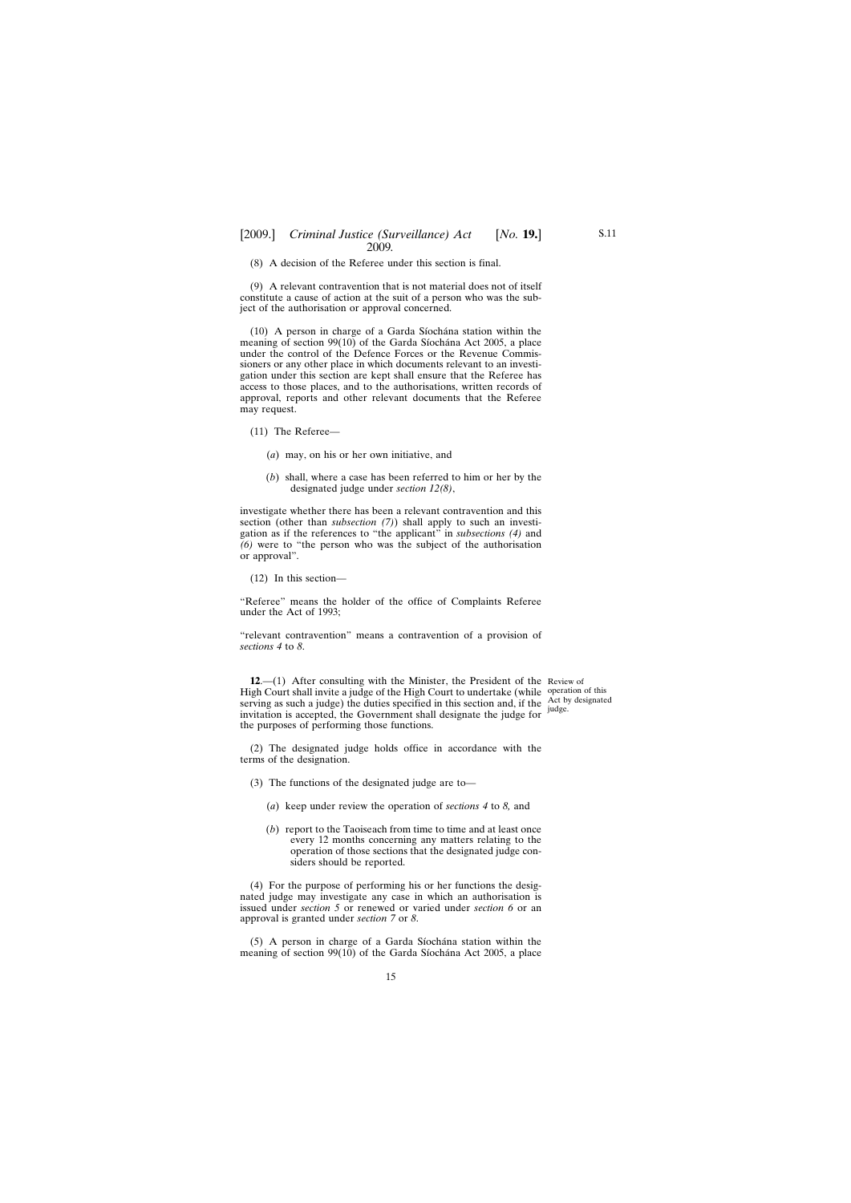(8) A decision of the Referee under this section is final.

(9) A relevant contravention that is not material does not of itself constitute a cause of action at the suit of a person who was the subject of the authorisation or approval concerned.

(10) A person in charge of a Garda Síochána station within the meaning of section 99(10) of the Garda Síochána Act 2005, a place under the control of the Defence Forces or the Revenue Commissioners or any other place in which documents relevant to an investigation under this section are kept shall ensure that the Referee has access to those places, and to the authorisations, written records of approval, reports and other relevant documents that the Referee may request.

(11) The Referee—

(*a*) may, on his or her own initiative, and

(*b*) shall, where a case has been referred to him or her by the designated judge under *section 12(8)*,

investigate whether there has been a relevant contravention and this section (other than *subsection (7)*) shall apply to such an investigation as if the references to "the applicant" in *subsections (4)* and *(6)* were to "the person who was the subject of the authorisation or approval".

(12) In this section—

"Referee" means the holder of the office of Complaints Referee under the Act of 1993;

"relevant contravention" means a contravention of a provision of *sections 4* to *8*.

Review of operation of this Act by designated judge.

**12**.—(1) After consulting with the Minister, the President of the High Court shall invite a judge of the High Court to undertake (while serving as such a judge) the duties specified in this section and, if the invitation is accepted, the Government shall designate the judge for the purposes of performing those functions.

(2) The designated judge holds office in accordance with the terms of the designation.

(3) The functions of the designated judge are to—

(*a*) keep under review the operation of *sections 4* to *8,* and

(*b*) report to the Taoiseach from time to time and at least once every 12 months concerning any matters relating to the operation of those sections that the designated judge considers should be reported.

(4) For the purpose of performing his or her functions the designated judge may investigate any case in which an authorisation is issued under *section 5* or renewed or varied under *section 6* or an approval is granted under *section 7* or *8*.

(5) A person in charge of a Garda Síochána station within the meaning of section 99(10) of the Garda Síochána Act 2005, a place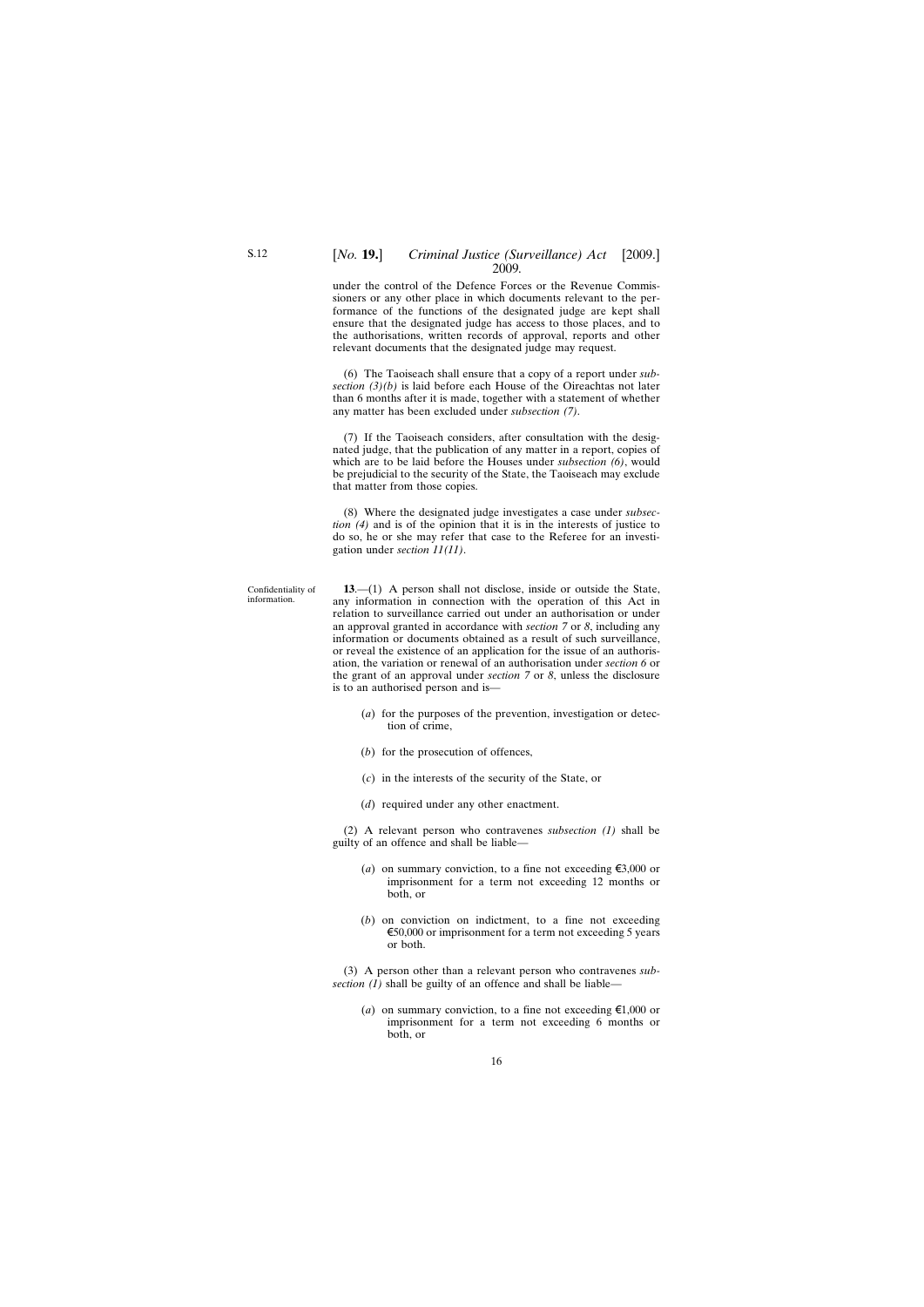under the control of the Defence Forces or the Revenue Commissioners or any other place in which documents relevant to the performance of the functions of the designated judge are kept shall ensure that the designated judge has access to those places, and to the authorisations, written records of approval, reports and other relevant documents that the designated judge may request.

(6) The Taoiseach shall ensure that a copy of a report under *subsection (3)(b)* is laid before each House of the Oireachtas not later than 6 months after it is made, together with a statement of whether any matter has been excluded under *subsection (7)*.

(7) If the Taoiseach considers, after consultation with the designated judge, that the publication of any matter in a report, copies of which are to be laid before the Houses under *subsection (6)*, would be prejudicial to the security of the State, the Taoiseach may exclude that matter from those copies.

(8) Where the designated judge investigates a case under *subsection (4)* and is of the opinion that it is in the interests of justice to do so, he or she may refer that case to the Referee for an investigation under *section 11(11)*.

Confidentiality of information.

**13**.—(1) A person shall not disclose, inside or outside the State, any information in connection with the operation of this Act in relation to surveillance carried out under an authorisation or under an approval granted in accordance with *section 7* or *8*, including any information or documents obtained as a result of such surveillance, or reveal the existence of an application for the issue of an authorisation, the variation or renewal of an authorisation under *section 6* or the grant of an approval under *section 7* or *8*, unless the disclosure is to an authorised person and is—

(*a*) for the purposes of the prevention, investigation or detection of crime,

(*b*) for the prosecution of offences,

(*c*) in the interests of the security of the State, or

(*d*) required under any other enactment.

(2) A relevant person who contravenes *subsection (1)* shall be guilty of an offence and shall be liable—

(*a*) on summary conviction, to a fine not exceeding €3,000 or imprisonment for a term not exceeding 12 months or both, or

(*b*) on conviction on indictment, to a fine not exceeding €50,000 or imprisonment for a term not exceeding 5 years or both.

(3) A person other than a relevant person who contravenes *subsection (1)* shall be guilty of an offence and shall be liable—

(*a*) on summary conviction, to a fine not exceeding €1,000 or imprisonment for a term not exceeding 6 months or both, or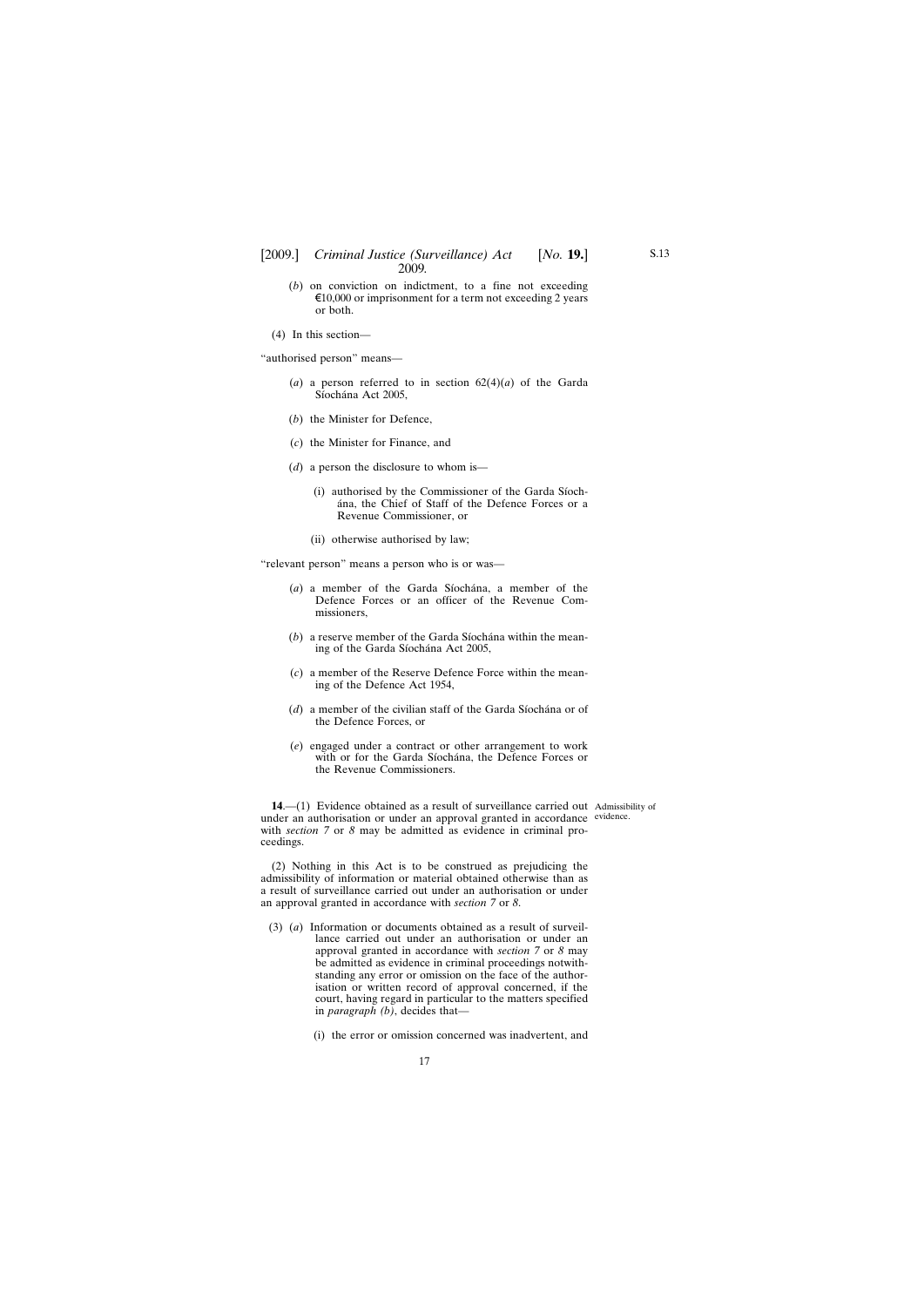(*b*) on conviction on indictment, to a fine not exceeding €10,000 or imprisonment for a term not exceeding 2 years or both.

(4) In this section—

"authorised person" means—

(*a*) a person referred to in section 62(4)(*a*) of the Garda Síochána Act 2005,

(*b*) the Minister for Defence,

(*c*) the Minister for Finance, and

(*d*) a person the disclosure to whom is—

(i) authorised by the Commissioner of the Garda Síochána, the Chief of Staff of the Defence Forces or a Revenue Commissioner, or

(ii) otherwise authorised by law;

"relevant person" means a person who is or was—

(*a*) a member of the Garda Síochána, a member of the Defence Forces or an officer of the Revenue Commissioners,

(*b*) a reserve member of the Garda Síochána within the meaning of the Garda Síochána Act 2005,

(*c*) a member of the Reserve Defence Force within the meaning of the Defence Act 1954,

(*d*) a member of the civilian staff of the Garda Síochána or of the Defence Forces, or

(*e*) engaged under a contract or other arrangement to work with or for the Garda Síochána, the Defence Forces or the Revenue Commissioners.

Admissibility of evidence.

**14**.—(1) Evidence obtained as a result of surveillance carried out under an authorisation or under an approval granted in accordance with *section 7* or *8* may be admitted as evidence in criminal proceedings.

(2) Nothing in this Act is to be construed as prejudicing the admissibility of information or material obtained otherwise than as a result of surveillance carried out under an authorisation or under an approval granted in accordance with *section 7* or *8*.

(3) (*a*) Information or documents obtained as a result of surveillance carried out under an authorisation or under an approval granted in accordance with *section 7* or *8* may be admitted as evidence in criminal proceedings notwithstanding any error or omission on the face of the authorisation or written record of approval concerned, if the court, having regard in particular to the matters specified in *paragraph (b)*, decides that—

(i) the error or omission concerned was inadvertent, and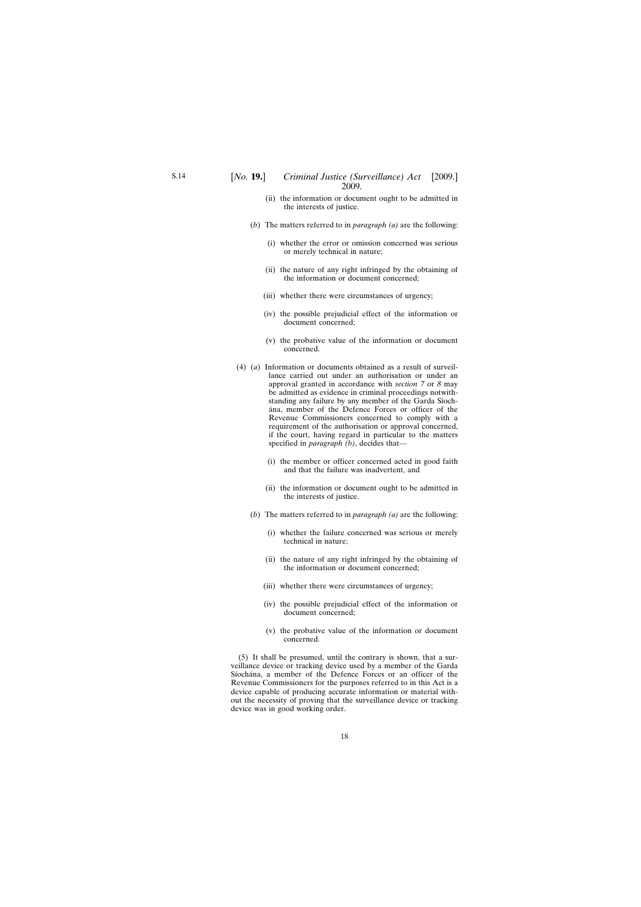(ii) the information or document ought to be admitted in the interests of justice.

(*b*) The matters referred to in *paragraph (a)* are the following:

(i) whether the error or omission concerned was serious or merely technical in nature;

(ii) the nature of any right infringed by the obtaining of the information or document concerned;

(iii) whether there were circumstances of urgency;

(iv) the possible prejudicial effect of the information or document concerned;

(v) the probative value of the information or document concerned.

(4) (*a*) Information or documents obtained as a result of surveillance carried out under an authorisation or under an approval granted in accordance with *section 7* or *8* may be admitted as evidence in criminal proceedings notwithstanding any failure by any member of the Garda Síochána, member of the Defence Forces or officer of the Revenue Commissioners concerned to comply with a requirement of the authorisation or approval concerned, if the court, having regard in particular to the matters specified in *paragraph (b)*, decides that—

(i) the member or officer concerned acted in good faith and that the failure was inadvertent, and

(ii) the information or document ought to be admitted in the interests of justice.

(*b*) The matters referred to in *paragraph (a)* are the following:

(i) whether the failure concerned was serious or merely technical in nature;

(ii) the nature of any right infringed by the obtaining of the information or document concerned;

(iii) whether there were circumstances of urgency;

(iv) the possible prejudicial effect of the information or document concerned;

(v) the probative value of the information or document concerned.

(5) It shall be presumed, until the contrary is shown, that a surveillance device or tracking device used by a member of the Garda Síochána, a member of the Defence Forces or an officer of the Revenue Commissioners for the purposes referred to in this Act is a device capable of producing accurate information or material without the necessity of proving that the surveillance device or tracking device was in good working order.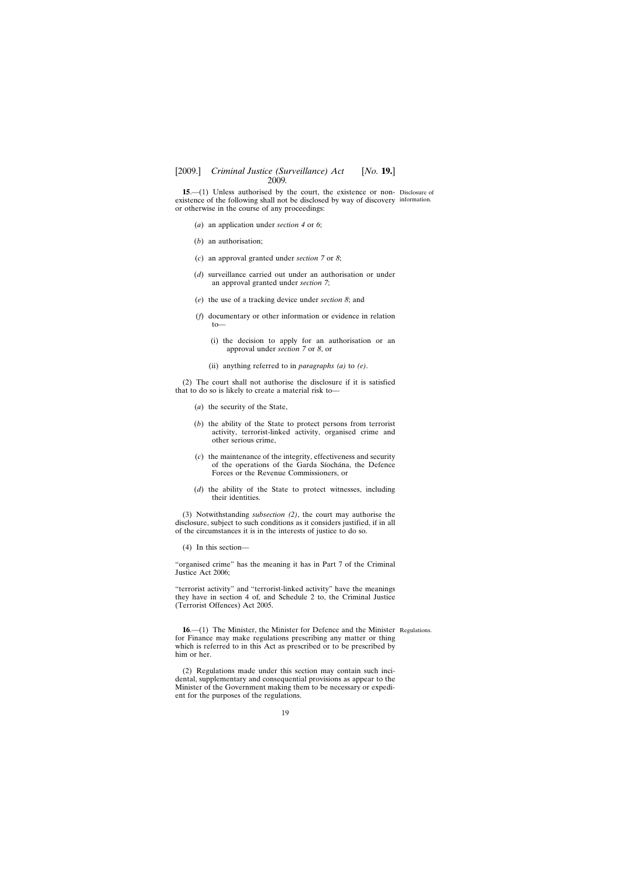**15**.—(1) Unless authorised by the court, the existence or non-existence of the following shall not be disclosed by way of discovery or otherwise in the course of any proceedings:

Disclosure of information.

(*a*) an application under *section 4* or *6*;

(*b*) an authorisation;

(*c*) an approval granted under *section 7* or *8*;

(*d*) surveillance carried out under an authorisation or under an approval granted under *section 7*;

(*e*) the use of a tracking device under *section 8*; and

(*f*) documentary or other information or evidence in relation to—

(i) the decision to apply for an authorisation or an approval under *section 7* or *8*, or

(ii) anything referred to in *paragraphs (a)* to *(e)*.

(2) The court shall not authorise the disclosure if it is satisfied that to do so is likely to create a material risk to—

(*a*) the security of the State,

(*b*) the ability of the State to protect persons from terrorist activity, terrorist-linked activity, organised crime and other serious crime,

(*c*) the maintenance of the integrity, effectiveness and security of the operations of the Garda Síochána, the Defence Forces or the Revenue Commissioners, or

(*d*) the ability of the State to protect witnesses, including their identities.

(3) Notwithstanding *subsection (2)*, the court may authorise the disclosure, subject to such conditions as it considers justified, if in all of the circumstances it is in the interests of justice to do so.

(4) In this section—

"organised crime" has the meaning it has in Part 7 of the Criminal Justice Act 2006;

"terrorist activity" and "terrorist-linked activity" have the meanings they have in section 4 of, and Schedule 2 to, the Criminal Justice (Terrorist Offences) Act 2005.

**16**.—(1) The Minister, the Minister for Defence and the Minister for Finance may make regulations prescribing any matter or thing which is referred to in this Act as prescribed or to be prescribed by him or her.

Regulations.

(2) Regulations made under this section may contain such incidental, supplementary and consequential provisions as appear to the Minister of the Government making them to be necessary or expedient for the purposes of the regulations.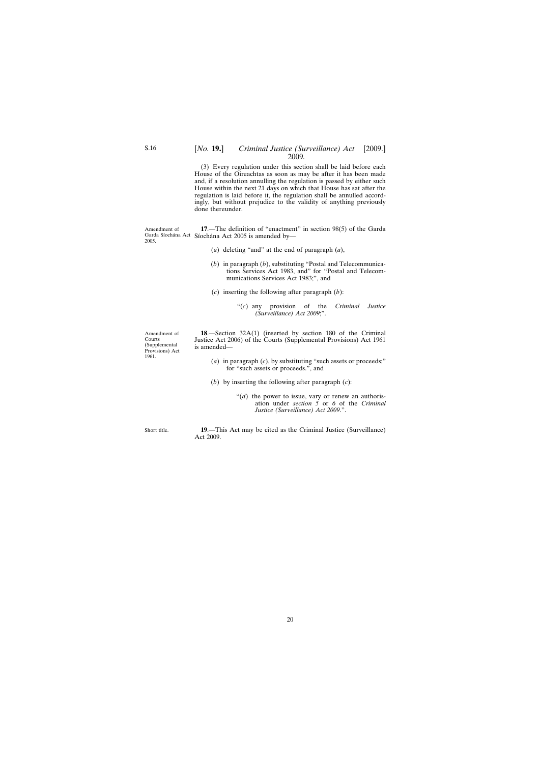(3) Every regulation under this section shall be laid before each House of the Oireachtas as soon as may be after it has been made and, if a resolution annulling the regulation is passed by either such House within the next 21 days on which that House has sat after the regulation is laid before it, the regulation shall be annulled accordingly, but without prejudice to the validity of anything previously done thereunder.

Amendment of Garda Síochána Act 2005.

**17**.—The definition of "enactment" in section 98(5) of the Garda Síochána Act 2005 is amended by—

(*a*) deleting "and" at the end of paragraph (*a*),

(*b*) in paragraph (*b*), substituting "Postal and Telecommunications Services Act 1983, and" for "Postal and Telecommunications Services Act 1983;", and

(*c*) inserting the following after paragraph (*b*):

"(*c*) any provision of the *Criminal Justice (Surveillance) Act 2009*;".

Amendment of Courts (Supplemental Provisions) Act 1961.

**18**.—Section 32A(1) (inserted by section 180 of the Criminal Justice Act 2006) of the Courts (Supplemental Provisions) Act 1961 is amended—

(*a*) in paragraph (*c*), by substituting "such assets or proceeds;" for "such assets or proceeds.", and

(*b*) by inserting the following after paragraph (*c*):

"(*d*) the power to issue, vary or renew an authorisation under *section 5* or *6* of the *Criminal Justice (Surveillance) Act 2009*.".

Short title.

**19**.—This Act may be cited as the Criminal Justice (Surveillance) Act 2009.